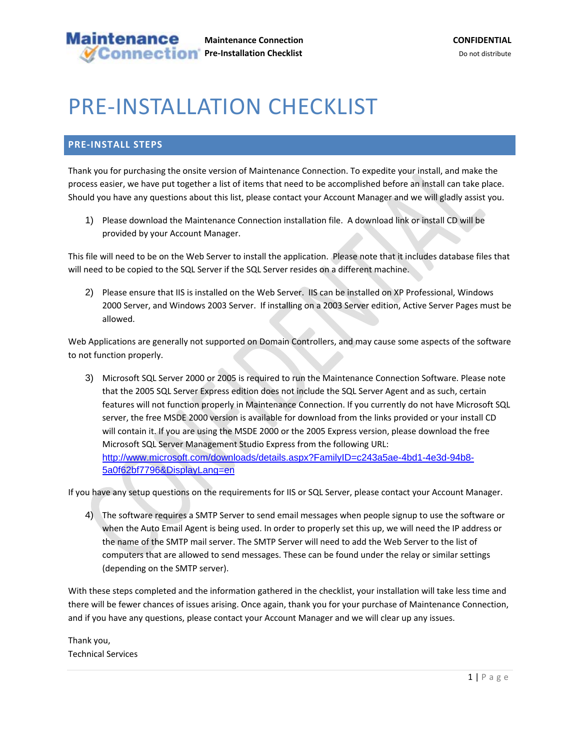# PRE-INSTALLATION CHECKLIST

## PRE-INSTALL STEPS

Thank you for purchasing the onsite version of Maintenance Connection. To expedite your install, and make the process easier, we have put together a list of items that need to be accomplished before an install can take place. Should you have any questions about this list, please contact your Account Manager and we will gladly assist you.

1) Please download the Maintenance Connection installation file. A download link or install CD will be provided by your Account Manager.

This file will need to be on the Web Server to install the application. Please note that it includes database files that will need to be copied to the SQL Server if the SQL Server resides on a different machine.

2) Please ensure that IIS is installed on the Web Server. IIS can be installed on XP Professional, Windows 2000 Server, and Windows 2003 Server. If installing on a 2003 Server edition, Active Server Pages must be allowed.

Web Applications are generally not supported on Domain Controllers, and may cause some aspects of the software to not function properly.

3) Microsoft SQL Server 2000 or 2005 is required to run the Maintenance Connection Software. Please note that the 2005 SQL Server Express edition does not include the SQL Server Agent and as such, certain features will not function properly in Maintenance Connection. If you currently do not have Microsoft SQL server, the free MSDE 2000 version is available for download from the links provided or your install CD will contain it. If you are using the MSDE 2000 or the 2005 Express version, please download the free Microsoft SQL Server Management Studio Express from the following URL: http://www.microsoft.com/downloads/details.aspx?FamilyID=c243a5ae-4bd1-4e3d-94b8-5a0f62bf7796&DisplayLang=en

If you have any setup questions on the requirements for IIS or SQL Server, please contact your Account Manager.

4) The software requires a SMTP Server to send email messages when people signup to use the software or when the Auto Email Agent is being used. In order to properly set this up, we will need the IP address or the name of the SMTP mail server. The SMTP Server will need to add the Web Server to the list of computers that are allowed to send messages. These can be found under the relay or similar settings (depending on the SMTP server).

With these steps completed and the information gathered in the checklist, your installation will take less time and there will be fewer chances of issues arising. Once again, thank you for your purchase of Maintenance Connection, and if you have any questions, please contact your Account Manager and we will clear up any issues.

Thank you,
Technical Services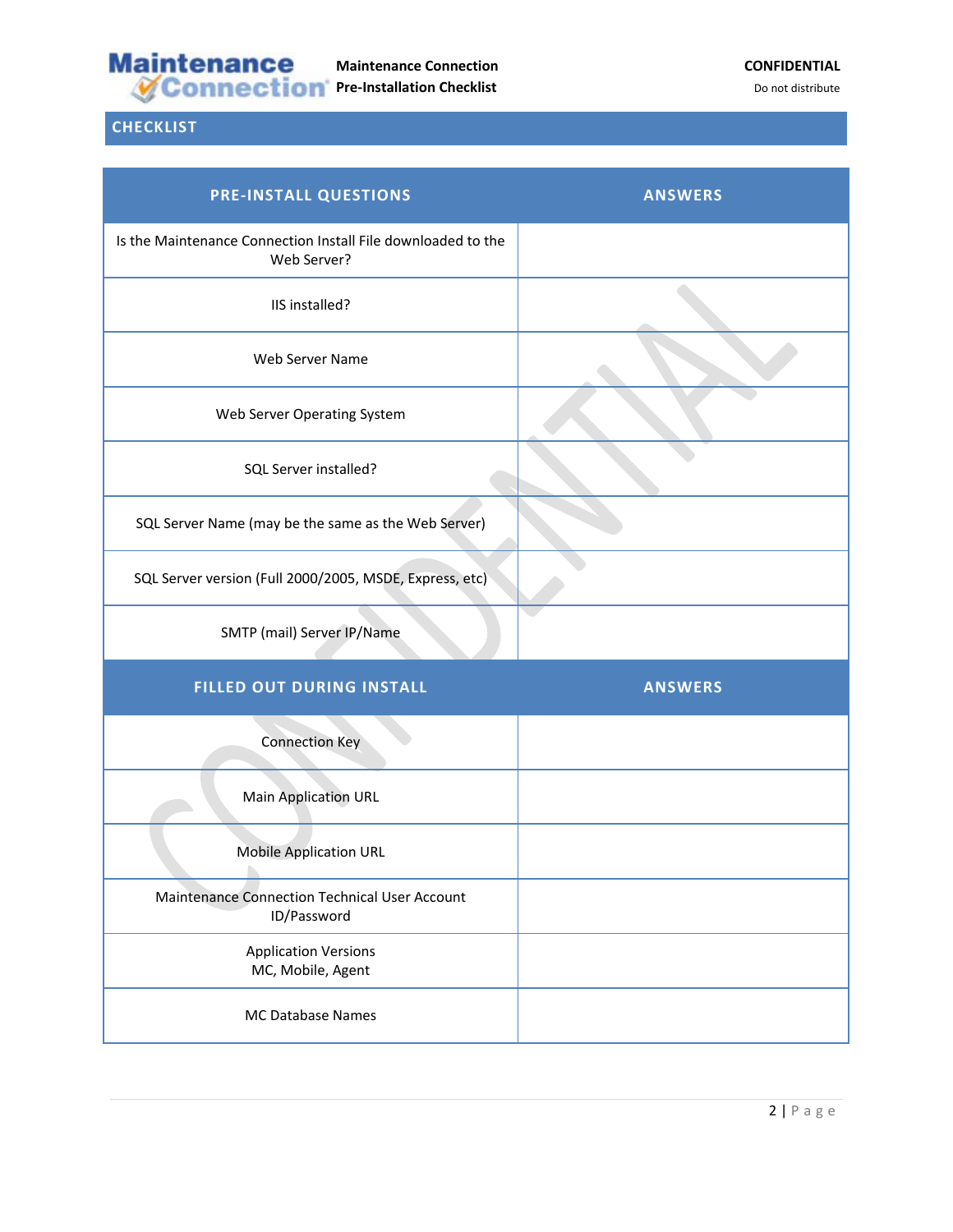## CHECKLIST

| PRE-INSTALL QUESTIONS | ANSWERS |
|---|---|
| Is the Maintenance Connection Install File downloaded to the Web Server? | |
| IIS installed? | |
| Web Server Name | |
| Web Server Operating System | |
| SQL Server installed? | |
| SQL Server Name (may be the same as the Web Server) | |
| SQL Server version (Full 2000/2005, MSDE, Express, etc) | |
| SMTP (mail) Server IP/Name | |
| **FILLED OUT DURING INSTALL** | **ANSWERS** |
| Connection Key | |
| Main Application URL | |
| Mobile Application URL | |
| Maintenance Connection Technical User Account ID/Password | |
| Application Versions MC, Mobile, Agent | |
| MC Database Names | |